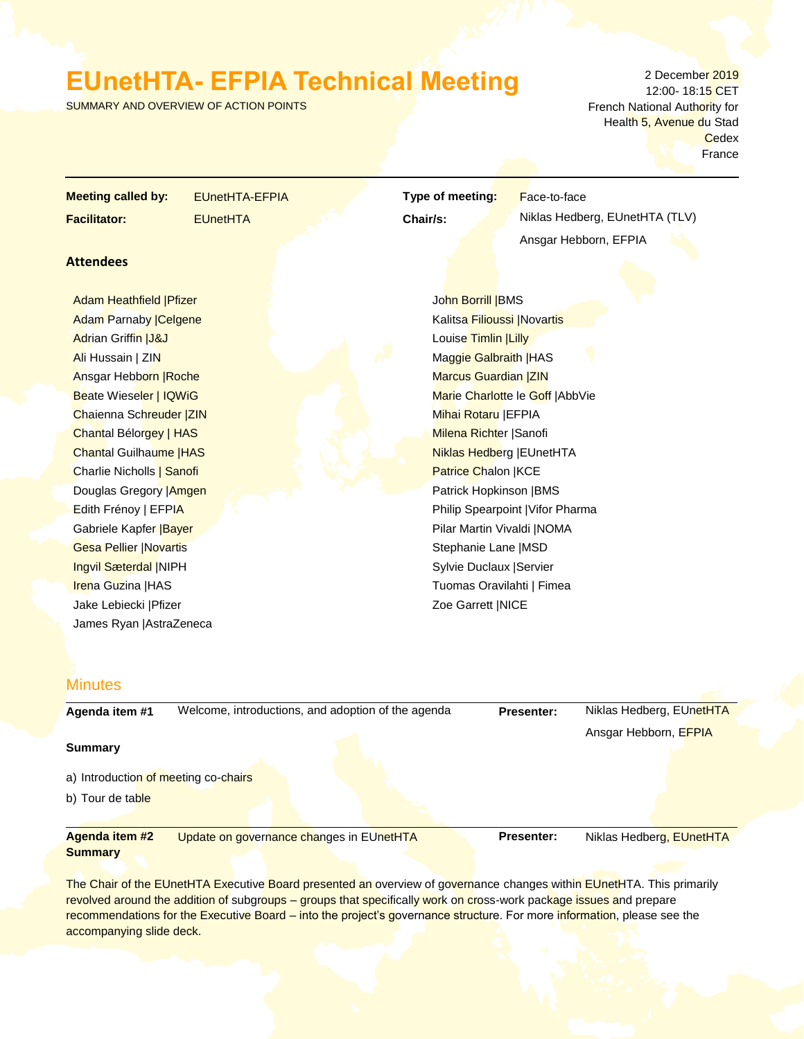# EUnetHTA- EFPIA Technical Meeting

SUMMARY AND OVERVIEW OF ACTION POINTS

2 December 2019
12:00- 18:15 CET
French National Authority for Health 5, Avenue du Stad
Cedex
France

| | | | |
|---|---|---|---|
| **Meeting called by:** | EUnetHTA-EFPIA | **Type of meeting:** | Face-to-face |
| **Facilitator:** | EUnetHTA | **Chair/s:** | Niklas Hedberg, EUnetHTA (TLV)<br>Ansgar Hebborn, EFPIA |

### Attendees

Adam Heathfield |Pfizer
Adam Parnaby |Celgene
Adrian Griffin |J&J
Ali Hussain | ZIN
Ansgar Hebborn |Roche
Beate Wieseler | IQWiG
Chaienna Schreuder |ZIN
Chantal Bélorgey | HAS
Chantal Guilhaume |HAS
Charlie Nicholls | Sanofi
Douglas Gregory |Amgen
Edith Frénoy | EFPIA
Gabriele Kapfer |Bayer
Gesa Pellier |Novartis
Ingvil Sæterdal |NIPH
Irena Guzina |HAS
Jake Lebiecki |Pfizer
James Ryan |AstraZeneca
John Borrill |BMS
Kalitsa Filioussi |Novartis
Louise Timlin |Lilly
Maggie Galbraith |HAS
Marcus Guardian |ZIN
Marie Charlotte le Goff |AbbVie
Mihai Rotaru |EFPIA
Milena Richter |Sanofi
Niklas Hedberg |EUnetHTA
Patrice Chalon |KCE
Patrick Hopkinson |BMS
Philip Spearpoint |Vifor Pharma
Pilar Martin Vivaldi |NOMA
Stephanie Lane |MSD
Sylvie Duclaux |Servier
Tuomas Oravilahti | Fimea
Zoe Garrett |NICE

## Minutes

| | | | |
|---|---|---|---|
| **Agenda item #1** | Welcome, introductions, and adoption of the agenda | **Presenter:** | Niklas Hedberg, EUnetHTA<br>Ansgar Hebborn, EFPIA |

**Summary**

a) Introduction of meeting co-chairs

b) Tour de table

| | | | |
|---|---|---|---|
| **Agenda item #2** | Update on governance changes in EUnetHTA | **Presenter:** | Niklas Hedberg, EUnetHTA |

**Summary**

The Chair of the EUnetHTA Executive Board presented an overview of governance changes within EUnetHTA. This primarily revolved around the addition of subgroups – groups that specifically work on cross-work package issues and prepare recommendations for the Executive Board – into the project's governance structure. For more information, please see the accompanying slide deck.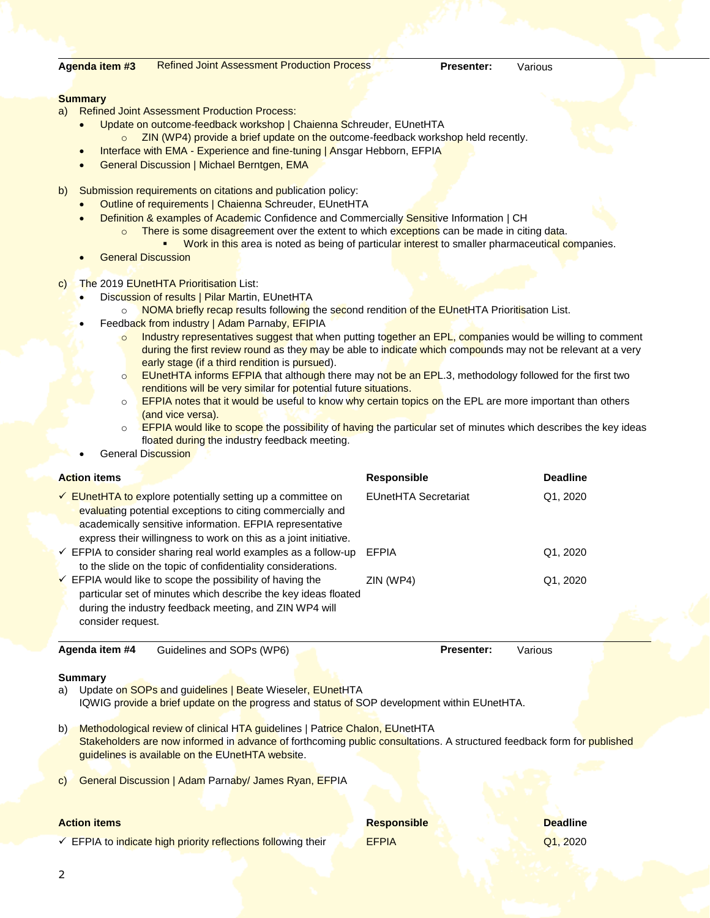| **Agenda item #3** | Refined Joint Assessment Production Process | **Presenter:** | Various |
|---|---|---|---|

**Summary**

a) Refined Joint Assessment Production Process:
   - Update on outcome-feedback workshop | Chaienna Schreuder, EUnetHTA
     - ZIN (WP4) provide a brief update on the outcome-feedback workshop held recently.
   - Interface with EMA - Experience and fine-tuning | Ansgar Hebborn, EFPIA
   - General Discussion | Michael Berntgen, EMA

b) Submission requirements on citations and publication policy:
   - Outline of requirements | Chaienna Schreuder, EUnetHTA
   - Definition & examples of Academic Confidence and Commercially Sensitive Information | CH
     - There is some disagreement over the extent to which exceptions can be made in citing data.
       - Work in this area is noted as being of particular interest to smaller pharmaceutical companies.
   - General Discussion

c) The 2019 EUnetHTA Prioritisation List:
   - Discussion of results | Pilar Martin, EUnetHTA
     - NOMA briefly recap results following the second rendition of the EUnetHTA Prioritisation List.
   - Feedback from industry | Adam Parnaby, EFIPIA
     - Industry representatives suggest that when putting together an EPL, companies would be willing to comment during the first review round as they may be able to indicate which compounds may not be relevant at a very early stage (if a third rendition is pursued).
     - EUnetHTA informs EFPIA that although there may not be an EPL.3, methodology followed for the first two renditions will be very similar for potential future situations.
     - EFPIA notes that it would be useful to know why certain topics on the EPL are more important than others (and vice versa).
     - EFPIA would like to scope the possibility of having the particular set of minutes which describes the key ideas floated during the industry feedback meeting.
   - General Discussion

| **Action items** | **Responsible** | **Deadline** |
|---|---|---|
| ✓ EUnetHTA to explore potentially setting up a committee on evaluating potential exceptions to citing commercially and academically sensitive information. EFPIA representative express their willingness to work on this as a joint initiative. | EUnetHTA Secretariat | Q1, 2020 |
| ✓ EFPIA to consider sharing real world examples as a follow-up to the slide on the topic of confidentiality considerations. | EFPIA | Q1, 2020 |
| ✓ EFPIA would like to scope the possibility of having the particular set of minutes which describe the key ideas floated during the industry feedback meeting, and ZIN WP4 will consider request. | ZIN (WP4) | Q1, 2020 |

| **Agenda item #4** | Guidelines and SOPs (WP6) | **Presenter:** | Various |
|---|---|---|---|

**Summary**

a) Update on SOPs and guidelines | Beate Wieseler, EUnetHTA
   IQWIG provide a brief update on the progress and status of SOP development within EUnetHTA.

b) Methodological review of clinical HTA guidelines | Patrice Chalon, EUnetHTA
   Stakeholders are now informed in advance of forthcoming public consultations. A structured feedback form for published guidelines is available on the EUnetHTA website.

c) General Discussion | Adam Parnaby/ James Ryan, EFPIA

| **Action items** | **Responsible** | **Deadline** |
|---|---|---|
| ✓ EFPIA to indicate high priority reflections following their | EFPIA | Q1, 2020 |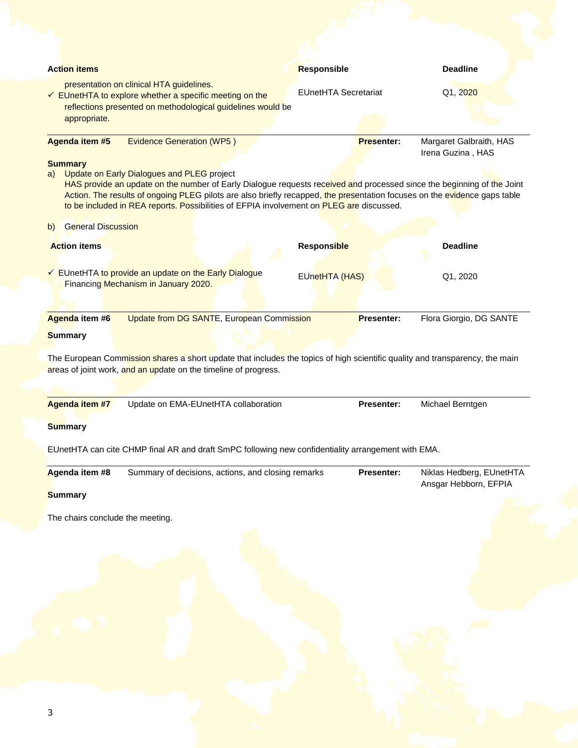| Action items | Responsible | Deadline |
| --- | --- | --- |
| presentation on clinical HTA guidelines.<br>✓ EUnetHTA to explore whether a specific meeting on the reflections presented on methodological guidelines would be appropriate. | EUnetHTA Secretariat | Q1, 2020 |

| Agenda item #5 | Evidence Generation (WP5 ) | Presenter: | Margaret Galbraith, HAS<br>Irena Guzina , HAS |
| --- | --- | --- | --- |

**Summary**

a) Update on Early Dialogues and PLEG project
HAS provide an update on the number of Early Dialogue requests received and processed since the beginning of the Joint Action. The results of ongoing PLEG pilots are also briefly recapped, the presentation focuses on the evidence gaps table to be included in REA reports. Possibilities of EFPIA involvement on PLEG are discussed.

b) General Discussion

| Action items | Responsible | Deadline |
| --- | --- | --- |
| ✓ EUnetHTA to provide an update on the Early Dialogue Financing Mechanism in January 2020. | EUnetHTA (HAS) | Q1, 2020 |

| Agenda item #6 | Update from DG SANTE, European Commission | Presenter: | Flora Giorgio, DG SANTE |
| --- | --- | --- | --- |

**Summary**

The European Commission shares a short update that includes the topics of high scientific quality and transparency, the main areas of joint work, and an update on the timeline of progress.

| Agenda item #7 | Update on EMA-EUnetHTA collaboration | Presenter: | Michael Berntgen |
| --- | --- | --- | --- |

**Summary**

EUnetHTA can cite CHMP final AR and draft SmPC following new confidentiality arrangement with EMA.

| Agenda item #8 | Summary of decisions, actions, and closing remarks | Presenter: | Niklas Hedberg, EUnetHTA<br>Ansgar Hebborn, EFPIA |
| --- | --- | --- | --- |

**Summary**

The chairs conclude the meeting.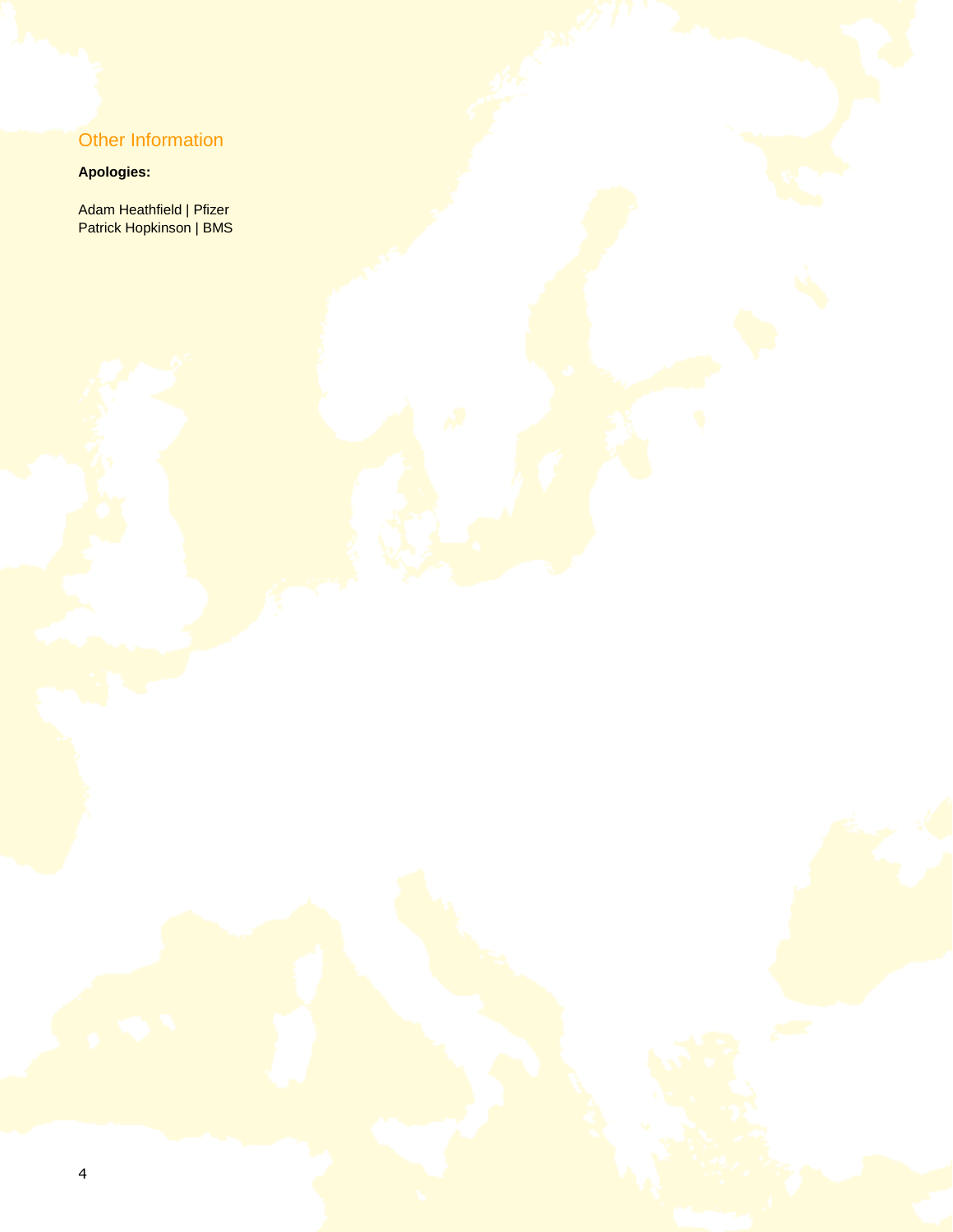## Other Information

**Apologies:**

Adam Heathfield | Pfizer
Patrick Hopkinson | BMS